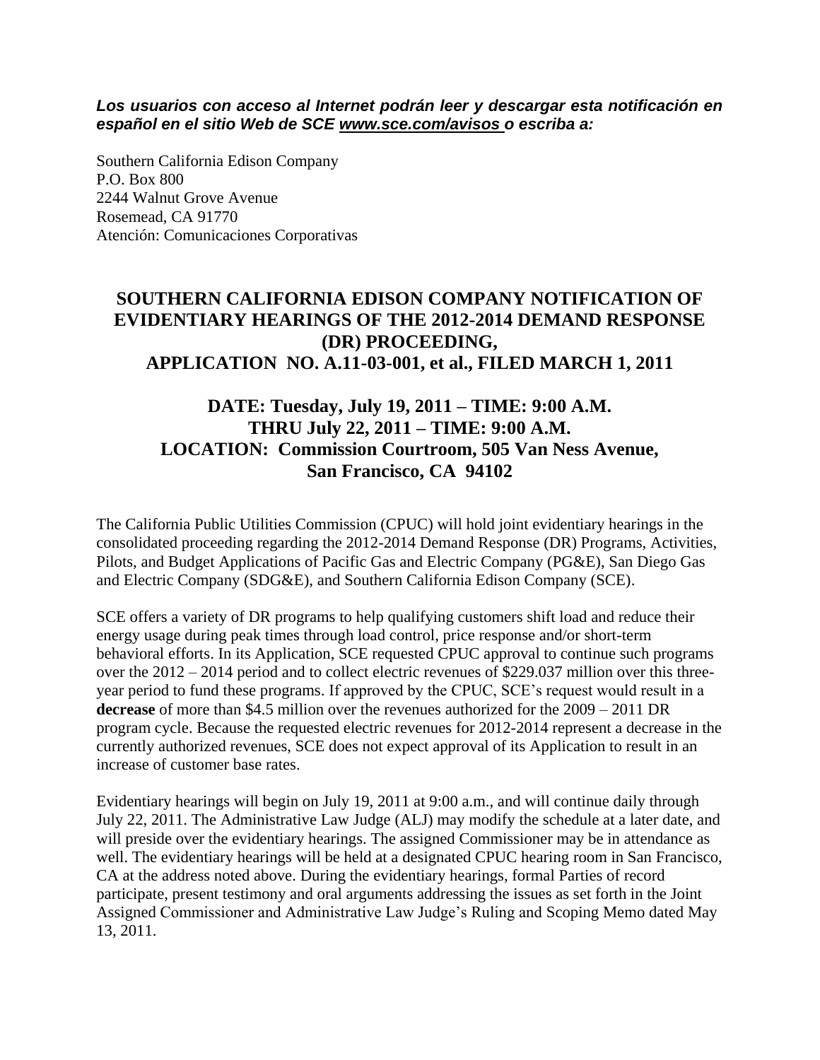***Los usuarios con acceso al Internet podrán leer y descargar esta notificación en español en el sitio Web de SCE www.sce.com/avisos o escriba a:***

Southern California Edison Company
P.O. Box 800
2244 Walnut Grove Avenue
Rosemead, CA 91770
Atención: Comunicaciones Corporativas

# SOUTHERN CALIFORNIA EDISON COMPANY NOTIFICATION OF EVIDENTIARY HEARINGS OF THE 2012-2014 DEMAND RESPONSE (DR) PROCEEDING, APPLICATION NO. A.11-03-001, et al., FILED MARCH 1, 2011

## DATE: Tuesday, July 19, 2011 – TIME: 9:00 A.M. THRU July 22, 2011 – TIME: 9:00 A.M. LOCATION: Commission Courtroom, 505 Van Ness Avenue, San Francisco, CA 94102

The California Public Utilities Commission (CPUC) will hold joint evidentiary hearings in the consolidated proceeding regarding the 2012-2014 Demand Response (DR) Programs, Activities, Pilots, and Budget Applications of Pacific Gas and Electric Company (PG&E), San Diego Gas and Electric Company (SDG&E), and Southern California Edison Company (SCE).

SCE offers a variety of DR programs to help qualifying customers shift load and reduce their energy usage during peak times through load control, price response and/or short-term behavioral efforts. In its Application, SCE requested CPUC approval to continue such programs over the 2012 – 2014 period and to collect electric revenues of $229.037 million over this three-year period to fund these programs. If approved by the CPUC, SCE's request would result in a **decrease** of more than $4.5 million over the revenues authorized for the 2009 – 2011 DR program cycle. Because the requested electric revenues for 2012-2014 represent a decrease in the currently authorized revenues, SCE does not expect approval of its Application to result in an increase of customer base rates.

Evidentiary hearings will begin on July 19, 2011 at 9:00 a.m., and will continue daily through July 22, 2011. The Administrative Law Judge (ALJ) may modify the schedule at a later date, and will preside over the evidentiary hearings. The assigned Commissioner may be in attendance as well. The evidentiary hearings will be held at a designated CPUC hearing room in San Francisco, CA at the address noted above. During the evidentiary hearings, formal Parties of record participate, present testimony and oral arguments addressing the issues as set forth in the Joint Assigned Commissioner and Administrative Law Judge's Ruling and Scoping Memo dated May 13, 2011.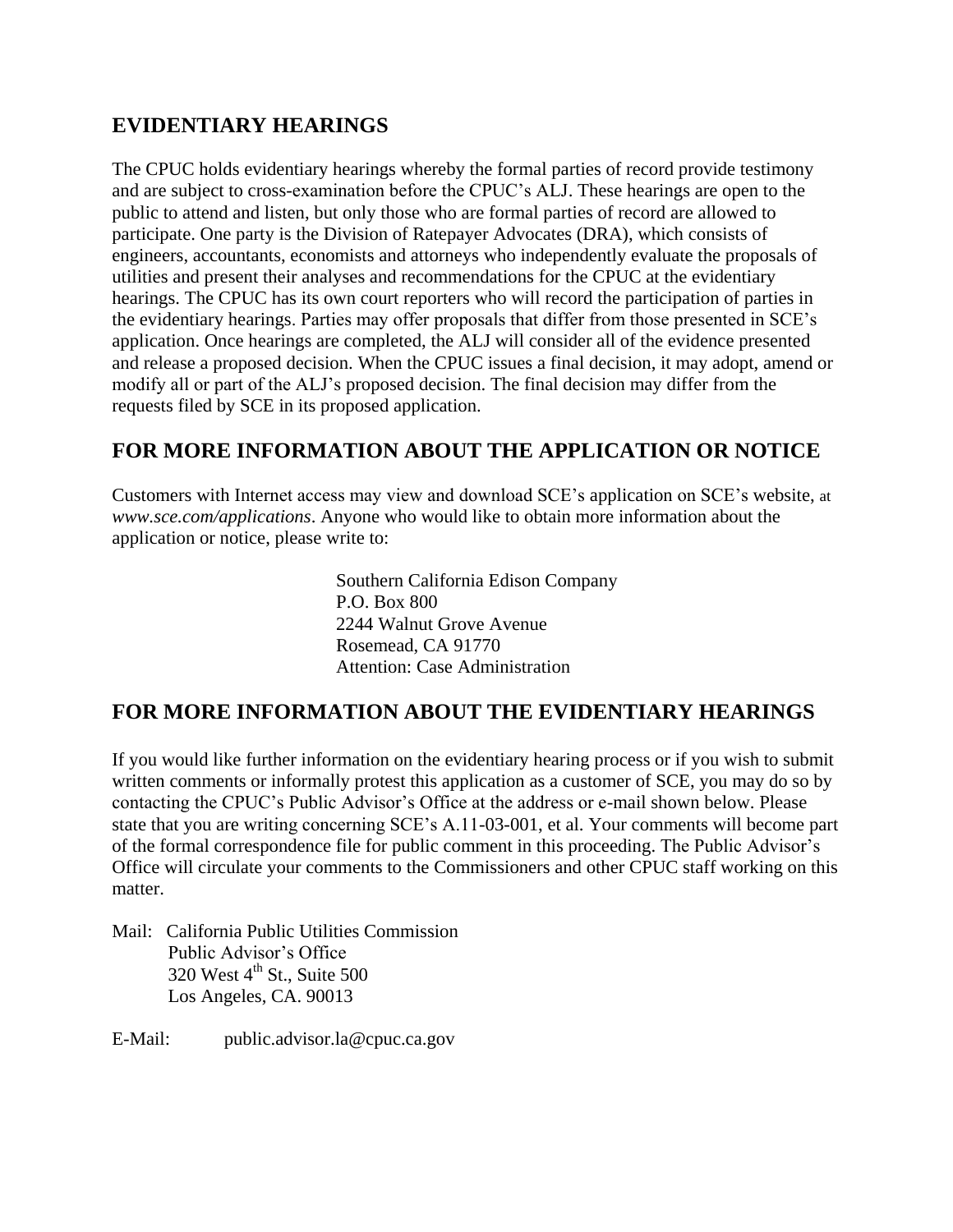## EVIDENTIARY HEARINGS

The CPUC holds evidentiary hearings whereby the formal parties of record provide testimony and are subject to cross-examination before the CPUC's ALJ. These hearings are open to the public to attend and listen, but only those who are formal parties of record are allowed to participate. One party is the Division of Ratepayer Advocates (DRA), which consists of engineers, accountants, economists and attorneys who independently evaluate the proposals of utilities and present their analyses and recommendations for the CPUC at the evidentiary hearings. The CPUC has its own court reporters who will record the participation of parties in the evidentiary hearings. Parties may offer proposals that differ from those presented in SCE's application. Once hearings are completed, the ALJ will consider all of the evidence presented and release a proposed decision. When the CPUC issues a final decision, it may adopt, amend or modify all or part of the ALJ's proposed decision. The final decision may differ from the requests filed by SCE in its proposed application.

## FOR MORE INFORMATION ABOUT THE APPLICATION OR NOTICE

Customers with Internet access may view and download SCE's application on SCE's website, at *www.sce.com/applications*. Anyone who would like to obtain more information about the application or notice, please write to:

Southern California Edison Company
P.O. Box 800
2244 Walnut Grove Avenue
Rosemead, CA 91770
Attention: Case Administration

## FOR MORE INFORMATION ABOUT THE EVIDENTIARY HEARINGS

If you would like further information on the evidentiary hearing process or if you wish to submit written comments or informally protest this application as a customer of SCE, you may do so by contacting the CPUC's Public Advisor's Office at the address or e-mail shown below. Please state that you are writing concerning SCE's A.11-03-001, et al. Your comments will become part of the formal correspondence file for public comment in this proceeding. The Public Advisor's Office will circulate your comments to the Commissioners and other CPUC staff working on this matter.

Mail: California Public Utilities Commission
Public Advisor's Office
320 West 4th St., Suite 500
Los Angeles, CA. 90013

E-Mail: public.advisor.la@cpuc.ca.gov